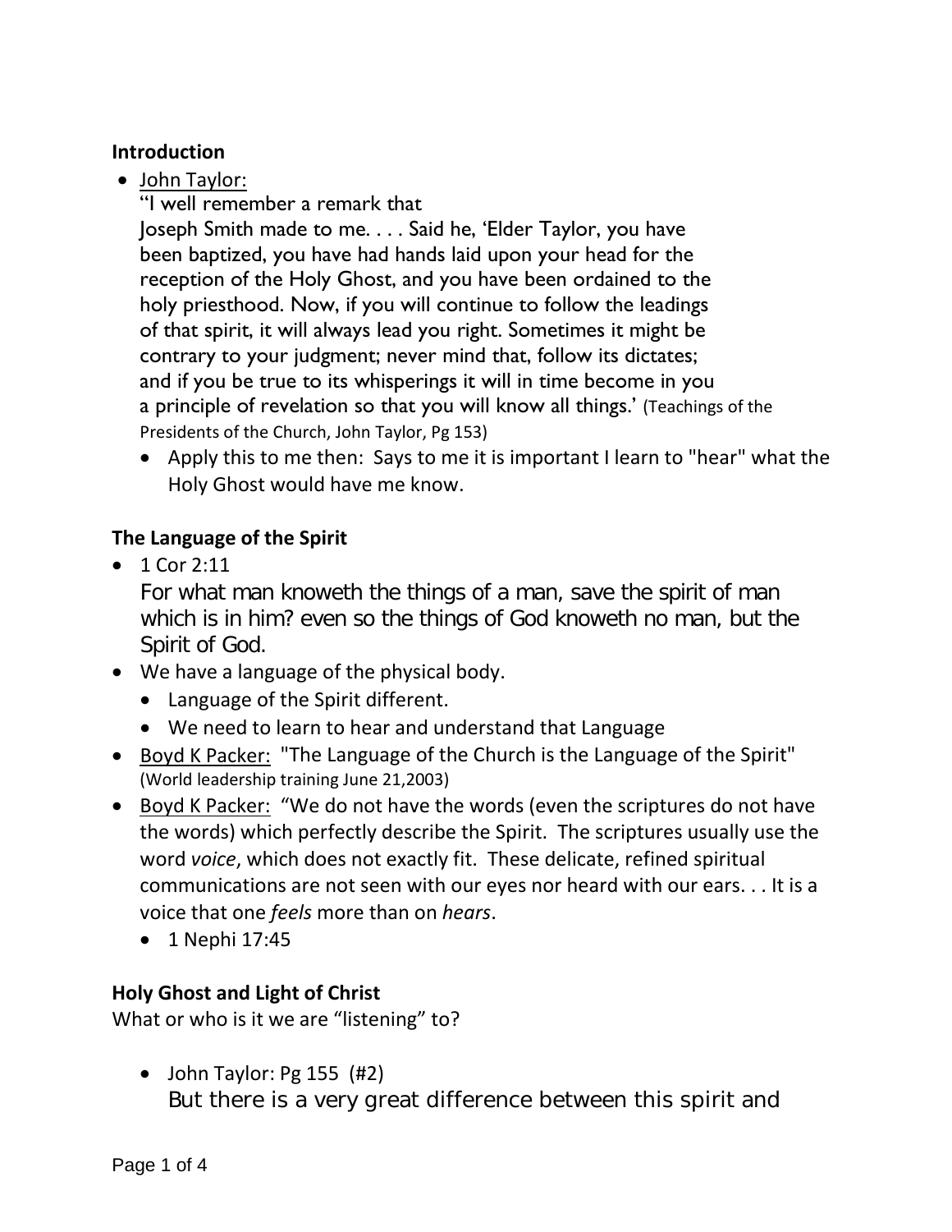**Introduction**

- <u>John Taylor:</u>
  "I well remember a remark that
  Joseph Smith made to me. . . . Said he, 'Elder Taylor, you have been baptized, you have had hands laid upon your head for the reception of the Holy Ghost, and you have been ordained to the holy priesthood. Now, if you will continue to follow the leadings of that spirit, it will always lead you right. Sometimes it might be contrary to your judgment; never mind that, follow its dictates; and if you be true to its whisperings it will in time become in you a principle of revelation so that you will know all things.' (Teachings of the Presidents of the Church, John Taylor, Pg 153)
  - Apply this to me then: Says to me it is important I learn to "hear" what the Holy Ghost would have me know.

**The Language of the Spirit**

- 1 Cor 2:11
  For what man knoweth the things of a man, save the spirit of man which is in him? even so the things of God knoweth no man, but the Spirit of God.
- We have a language of the physical body.
  - Language of the Spirit different.
  - We need to learn to hear and understand that Language
- <u>Boyd K Packer:</u> "The Language of the Church is the Language of the Spirit" (World leadership training June 21,2003)
- <u>Boyd K Packer:</u> "We do not have the words (even the scriptures do not have the words) which perfectly describe the Spirit. The scriptures usually use the word *voice*, which does not exactly fit. These delicate, refined spiritual communications are not seen with our eyes nor heard with our ears. . . It is a voice that one *feels* more than on *hears*.
  - 1 Nephi 17:45

**Holy Ghost and Light of Christ**

What or who is it we are "listening" to?

- John Taylor: Pg 155 (#2)
  But there is a very great difference between this spirit and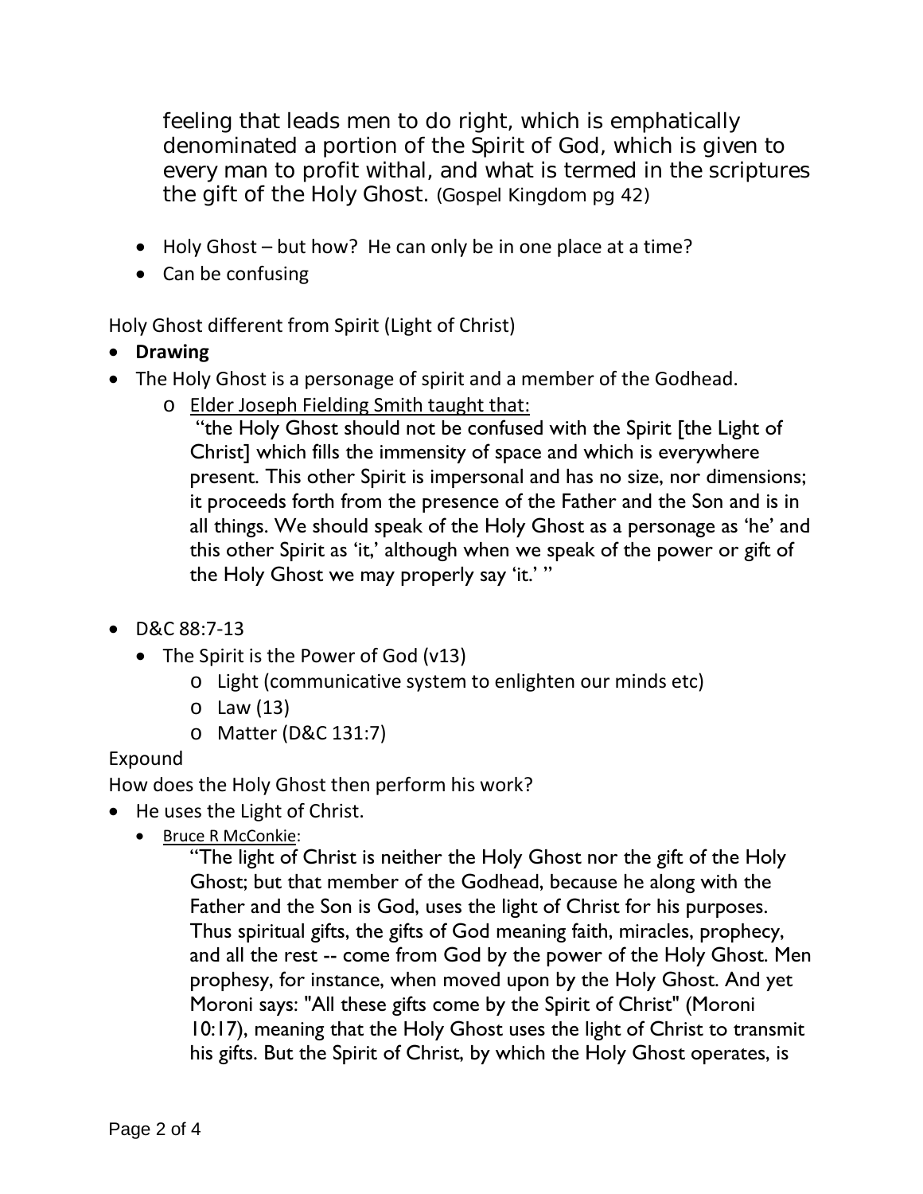feeling that leads men to do right, which is emphatically denominated a portion of the Spirit of God, which is given to every man to profit withal, and what is termed in the scriptures the gift of the Holy Ghost. (Gospel Kingdom pg 42)

- Holy Ghost – but how? He can only be in one place at a time?
- Can be confusing

Holy Ghost different from Spirit (Light of Christ)

- **Drawing**
- The Holy Ghost is a personage of spirit and a member of the Godhead.
  - Elder Joseph Fielding Smith taught that:
    "the Holy Ghost should not be confused with the Spirit [the Light of Christ] which fills the immensity of space and which is everywhere present. This other Spirit is impersonal and has no size, nor dimensions; it proceeds forth from the presence of the Father and the Son and is in all things. We should speak of the Holy Ghost as a personage as 'he' and this other Spirit as 'it,' although when we speak of the power or gift of the Holy Ghost we may properly say 'it.' "
- D&C 88:7-13
  - The Spirit is the Power of God (v13)
    - Light (communicative system to enlighten our minds etc)
    - Law (13)
    - Matter (D&C 131:7)

Expound

How does the Holy Ghost then perform his work?

- He uses the Light of Christ.
  - Bruce R McConkie:
    "The light of Christ is neither the Holy Ghost nor the gift of the Holy Ghost; but that member of the Godhead, because he along with the Father and the Son is God, uses the light of Christ for his purposes. Thus spiritual gifts, the gifts of God meaning faith, miracles, prophecy, and all the rest -- come from God by the power of the Holy Ghost. Men prophesy, for instance, when moved upon by the Holy Ghost. And yet Moroni says: "All these gifts come by the Spirit of Christ" (Moroni 10:17), meaning that the Holy Ghost uses the light of Christ to transmit his gifts. But the Spirit of Christ, by which the Holy Ghost operates, is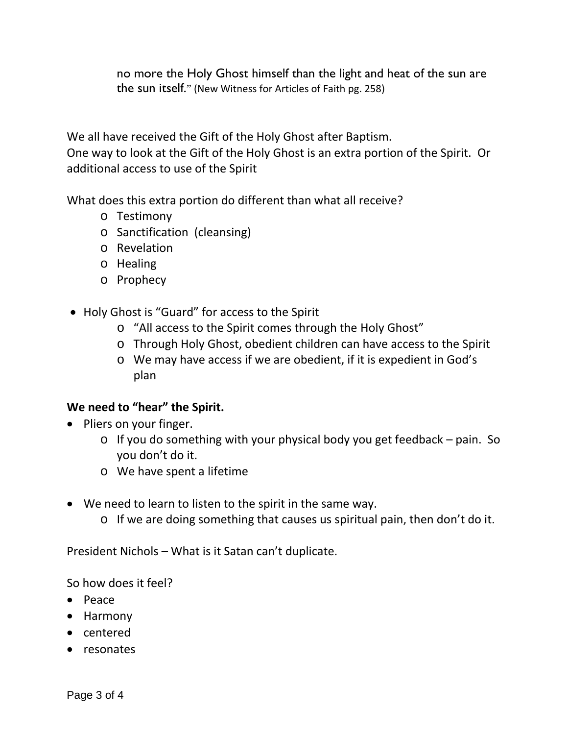> no more the Holy Ghost himself than the light and heat of the sun are the sun itself." (New Witness for Articles of Faith pg. 258)

We all have received the Gift of the Holy Ghost after Baptism.
One way to look at the Gift of the Holy Ghost is an extra portion of the Spirit. Or additional access to use of the Spirit

What does this extra portion do different than what all receive?

- Testimony
- Sanctification (cleansing)
- Revelation
- Healing
- Prophecy

- Holy Ghost is "Guard" for access to the Spirit
  - "All access to the Spirit comes through the Holy Ghost"
  - Through Holy Ghost, obedient children can have access to the Spirit
  - We may have access if we are obedient, if it is expedient in God's plan

**We need to "hear" the Spirit.**

- Pliers on your finger.
  - If you do something with your physical body you get feedback – pain. So you don't do it.
  - We have spent a lifetime

- We need to learn to listen to the spirit in the same way.
  - If we are doing something that causes us spiritual pain, then don't do it.

President Nichols – What is it Satan can't duplicate.

So how does it feel?

- Peace
- Harmony
- centered
- resonates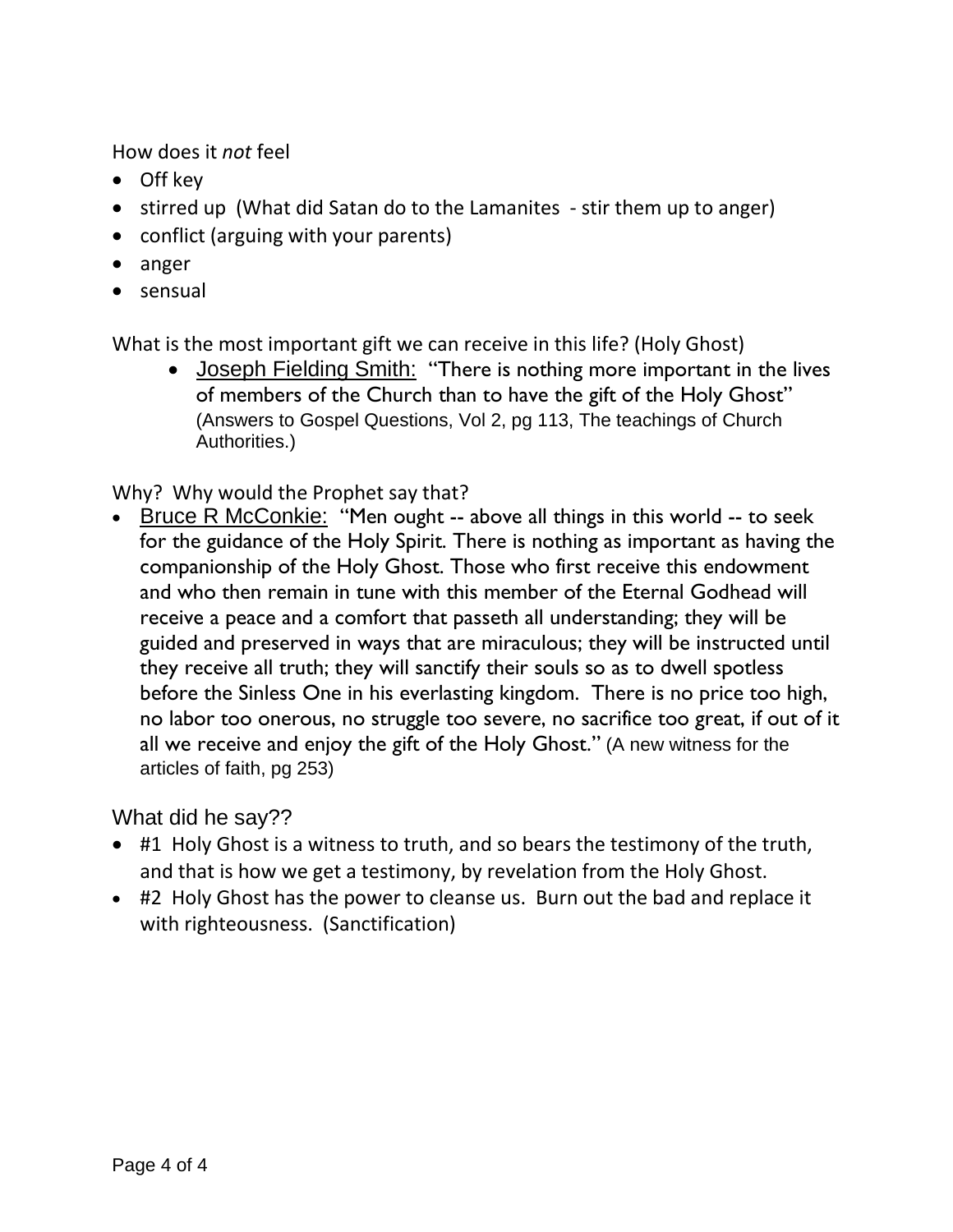How does it *not* feel

- Off key
- stirred up (What did Satan do to the Lamanites - stir them up to anger)
- conflict (arguing with your parents)
- anger
- sensual

What is the most important gift we can receive in this life? (Holy Ghost)

- Joseph Fielding Smith: "There is nothing more important in the lives of members of the Church than to have the gift of the Holy Ghost" (Answers to Gospel Questions, Vol 2, pg 113, The teachings of Church Authorities.)

Why? Why would the Prophet say that?

- Bruce R McConkie: "Men ought -- above all things in this world -- to seek for the guidance of the Holy Spirit. There is nothing as important as having the companionship of the Holy Ghost. Those who first receive this endowment and who then remain in tune with this member of the Eternal Godhead will receive a peace and a comfort that passeth all understanding; they will be guided and preserved in ways that are miraculous; they will be instructed until they receive all truth; they will sanctify their souls so as to dwell spotless before the Sinless One in his everlasting kingdom. There is no price too high, no labor too onerous, no struggle too severe, no sacrifice too great, if out of it all we receive and enjoy the gift of the Holy Ghost." (A new witness for the articles of faith, pg 253)

What did he say??

- #1 Holy Ghost is a witness to truth, and so bears the testimony of the truth, and that is how we get a testimony, by revelation from the Holy Ghost.
- #2 Holy Ghost has the power to cleanse us. Burn out the bad and replace it with righteousness. (Sanctification)